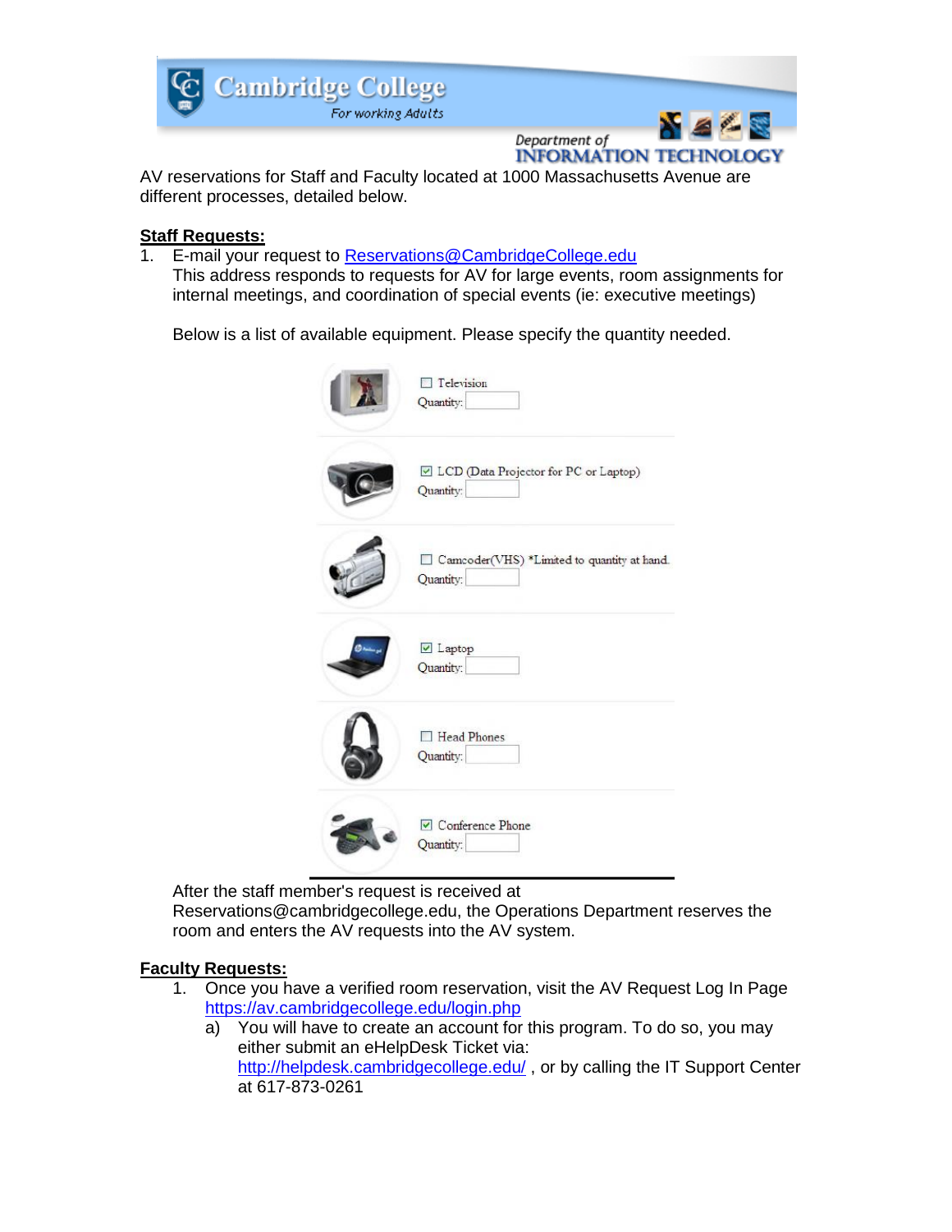Cambridge College
For working Adults

Department of
INFORMATION TECHNOLOGY

AV reservations for Staff and Faculty located at 1000 Massachusetts Avenue are different processes, detailed below.

**Staff Requests:**

1. E-mail your request to Reservations@CambridgeCollege.edu
   This address responds to requests for AV for large events, room assignments for internal meetings, and coordination of special events (ie: executive meetings)

   Below is a list of available equipment. Please specify the quantity needed.

   - [ ] Television
     Quantity:
   - [x] LCD (Data Projector for PC or Laptop)
     Quantity:
   - [ ] Camcoder(VHS) *Limited to quantity at hand.
     Quantity:
   - [x] Laptop
     Quantity:
   - [ ] Head Phones
     Quantity:
   - [x] Conference Phone
     Quantity:

   After the staff member's request is received at Reservations@cambridgecollege.edu, the Operations Department reserves the room and enters the AV requests into the AV system.

**Faculty Requests:**

1. Once you have a verified room reservation, visit the AV Request Log In Page https://av.cambridgecollege.edu/login.php
   a) You will have to create an account for this program. To do so, you may either submit an eHelpDesk Ticket via: http://helpdesk.cambridgecollege.edu/ , or by calling the IT Support Center at 617-873-0261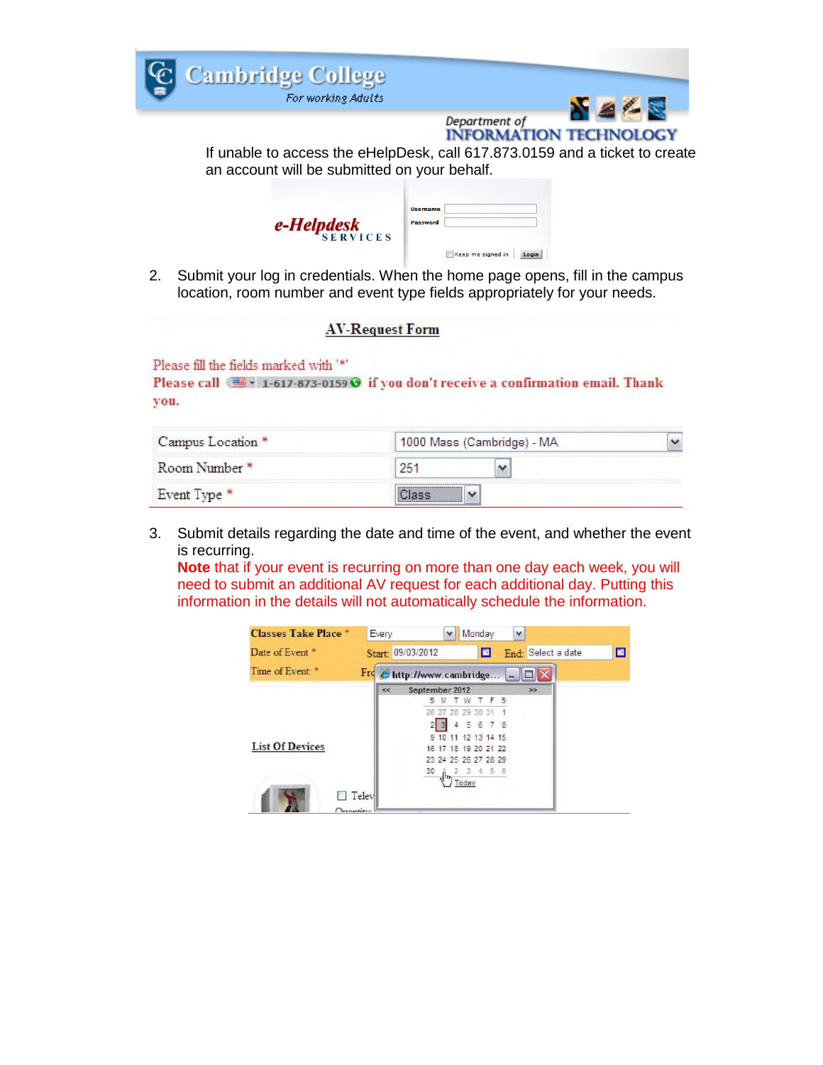If unable to access the eHelpDesk, call 617.873.0159 and a ticket to create an account will be submitted on your behalf.

2. Submit your log in credentials. When the home page opens, fill in the campus location, room number and event type fields appropriately for your needs.

3. Submit details regarding the date and time of the event, and whether the event is recurring.
   **Note** that if your event is recurring on more than one day each week, you will need to submit an additional AV request for each additional day. Putting this information in the details will not automatically schedule the information.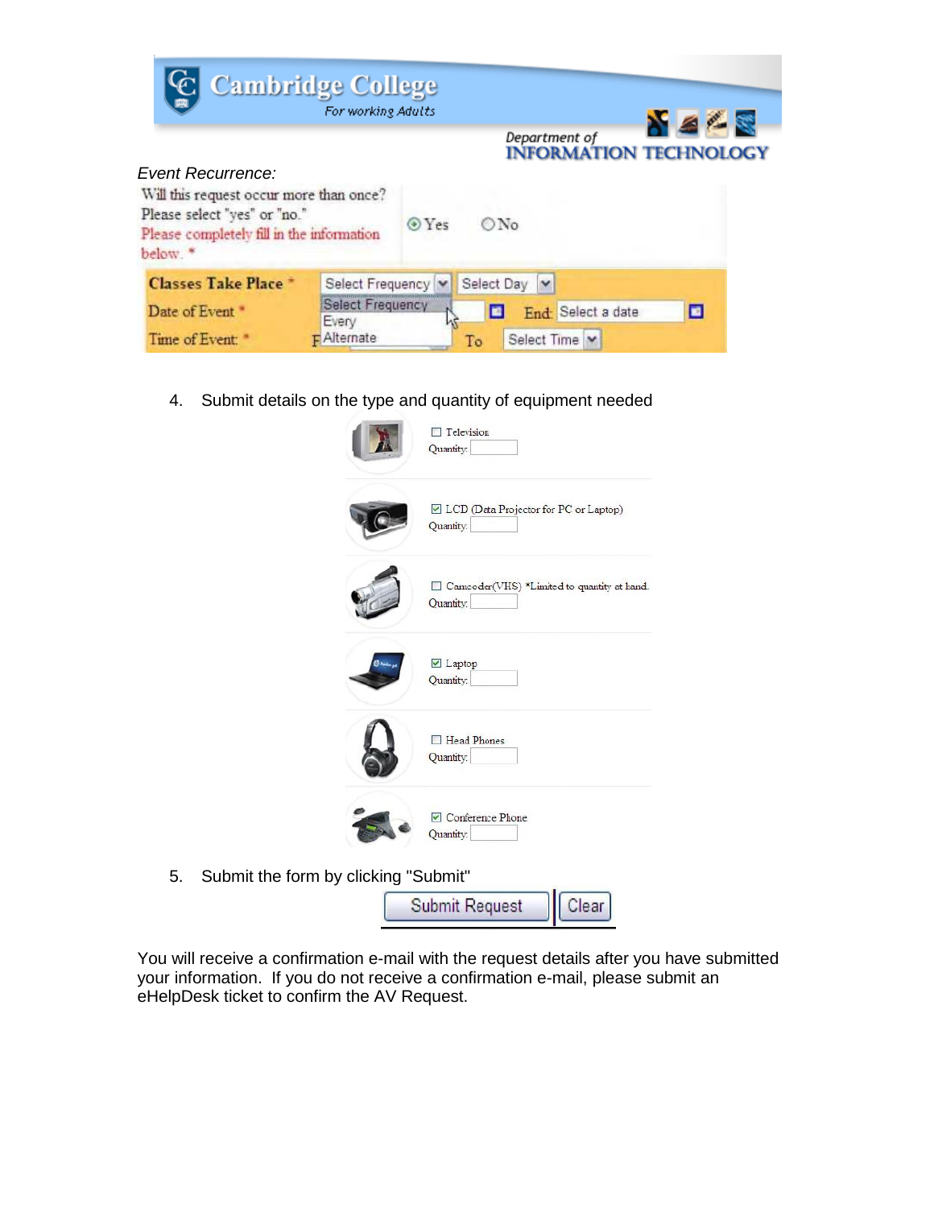*Event Recurrence:*

Will this request occur more than once? Please select "yes" or "no." Please completely fill in the information below. *

⦿ Yes ○ No

| | | |
|---|---|---|
| Classes Take Place * | Select Frequency (Select Frequency / Every / Alternate) | Select Day |
| Date of Event * | | End: Select a date |
| Time of Event: * | F | To Select Time |

4. Submit details on the type and quantity of equipment needed

- ☐ Television
  Quantity:
- ☑ LCD (Data Projector for PC or Laptop)
  Quantity:
- ☐ Camcoder(VHS) *Limited to quantity at hand.
  Quantity:
- ☑ Laptop
  Quantity:
- ☐ Head Phones
  Quantity:
- ☑ Conference Phone
  Quantity:

5. Submit the form by clicking "Submit"

Submit Request | Clear

You will receive a confirmation e-mail with the request details after you have submitted your information. If you do not receive a confirmation e-mail, please submit an eHelpDesk ticket to confirm the AV Request.